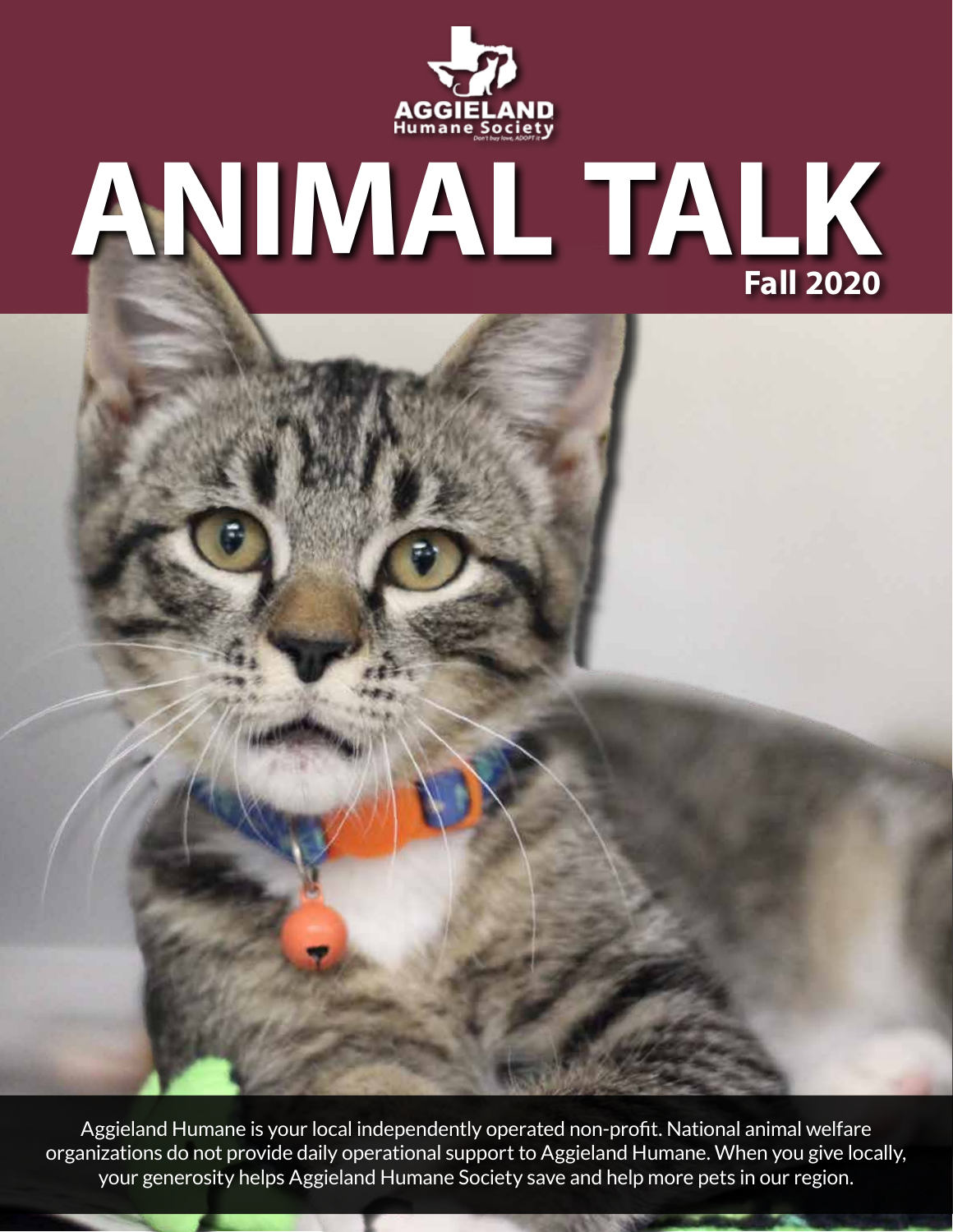AGGIELAND
Humane Society
Don't buy love, ADOPT it

# ANIMAL TALK

**Fall 2020**

Aggieland Humane is your local independently operated non-profit. National animal welfare organizations do not provide daily operational support to Aggieland Humane. When you give locally, your generosity helps Aggieland Humane Society save and help more pets in our region.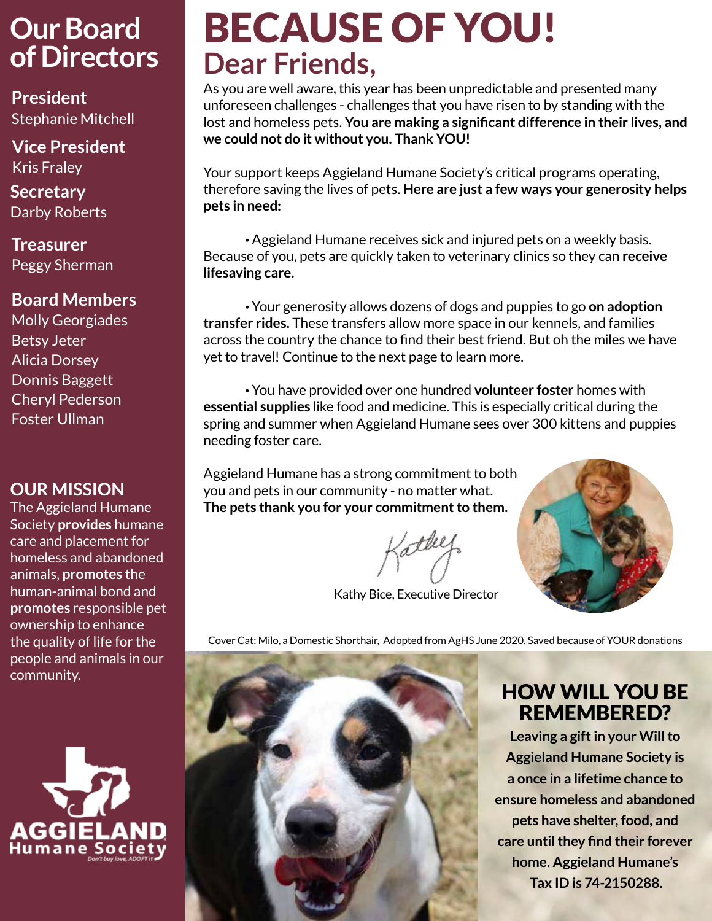## Our Board of Directors

**President**
Stephanie Mitchell

**Vice President**
Kris Fraley

**Secretary**
Darby Roberts

**Treasurer**
Peggy Sherman

**Board Members**
Molly Georgiades
Betsy Jeter
Alicia Dorsey
Donnis Baggett
Cheryl Pederson
Foster Ullman

## OUR MISSION

The Aggieland Humane Society **provides** humane care and placement for homeless and abandoned animals, **promotes** the human-animal bond and **promotes** responsible pet ownership to enhance the quality of life for the people and animals in our community.

AGGIELAND Humane Society
*Don't buy love, ADOPT it*

# BECAUSE OF YOU!

## Dear Friends,

As you are well aware, this year has been unpredictable and presented many unforeseen challenges - challenges that you have risen to by standing with the lost and homeless pets. **You are making a significant difference in their lives, and we could not do it without you. Thank YOU!**

Your support keeps Aggieland Humane Society's critical programs operating, therefore saving the lives of pets. **Here are just a few ways your generosity helps pets in need:**

• Aggieland Humane receives sick and injured pets on a weekly basis. Because of you, pets are quickly taken to veterinary clinics so they can **receive lifesaving care.**

• Your generosity allows dozens of dogs and puppies to go **on adoption transfer rides.** These transfers allow more space in our kennels, and families across the country the chance to find their best friend. But oh the miles we have yet to travel! Continue to the next page to learn more.

• You have provided over one hundred **volunteer foster** homes with **essential supplies** like food and medicine. This is especially critical during the spring and summer when Aggieland Humane sees over 300 kittens and puppies needing foster care.

Aggieland Humane has a strong commitment to both you and pets in our community - no matter what. **The pets thank you for your commitment to them.**

Kathy

Kathy Bice, Executive Director

Cover Cat: Milo, a Domestic Shorthair, Adopted from AgHS June 2020. Saved because of YOUR donations

## HOW WILL YOU BE REMEMBERED?

**Leaving a gift in your Will to Aggieland Humane Society is a once in a lifetime chance to ensure homeless and abandoned pets have shelter, food, and care until they find their forever home. Aggieland Humane's Tax ID is 74-2150288.**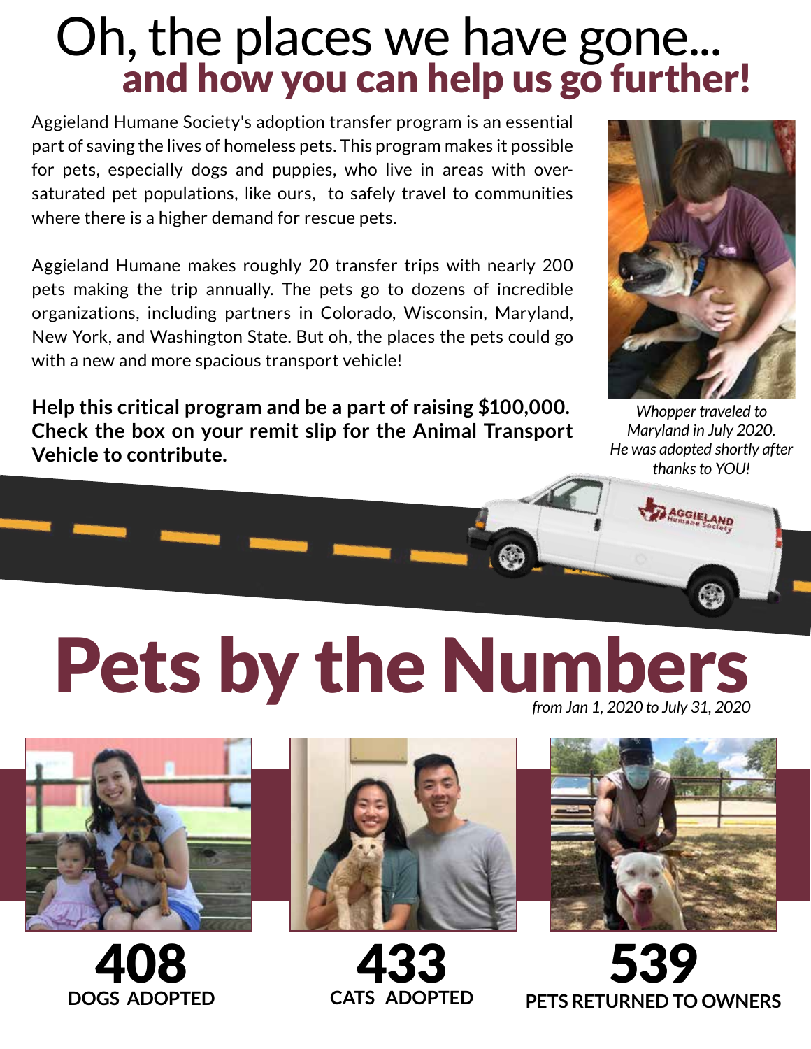# Oh, the places we have gone...
## and how you can help us go further!

Aggieland Humane Society's adoption transfer program is an essential part of saving the lives of homeless pets. This program makes it possible for pets, especially dogs and puppies, who live in areas with over-saturated pet populations, like ours, to safely travel to communities where there is a higher demand for rescue pets.

Aggieland Humane makes roughly 20 transfer trips with nearly 200 pets making the trip annually. The pets go to dozens of incredible organizations, including partners in Colorado, Wisconsin, Maryland, New York, and Washington State. But oh, the places the pets could go with a new and more spacious transport vehicle!

**Help this critical program and be a part of raising $100,000. Check the box on your remit slip for the Animal Transport Vehicle to contribute.**

*Whopper traveled to Maryland in July 2020. He was adopted shortly after thanks to YOU!*

# Pets by the Numbers

*from Jan 1, 2020 to July 31, 2020*

**408**
**DOGS ADOPTED**

**433**
**CATS ADOPTED**

**539**
**PETS RETURNED TO OWNERS**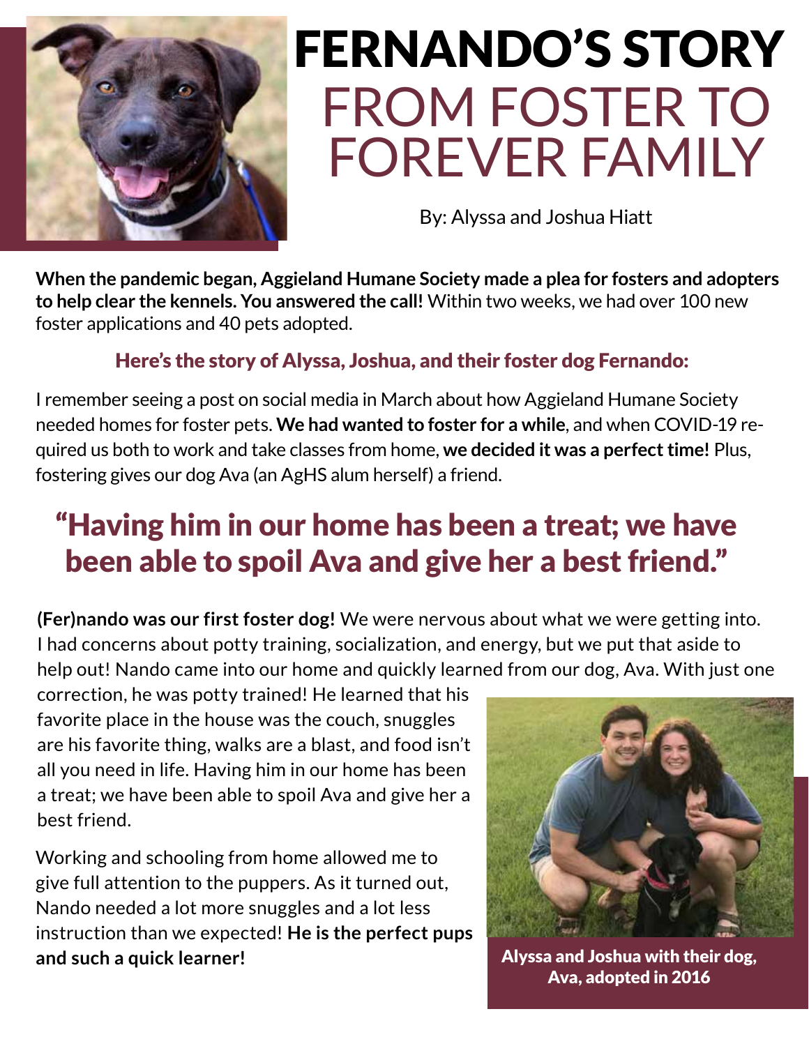# FERNANDO'S STORY

## FROM FOSTER TO FOREVER FAMILY

By: Alyssa and Joshua Hiatt

**When the pandemic began, Aggieland Humane Society made a plea for fosters and adopters to help clear the kennels. You answered the call!** Within two weeks, we had over 100 new foster applications and 40 pets adopted.

### Here's the story of Alyssa, Joshua, and their foster dog Fernando:

I remember seeing a post on social media in March about how Aggieland Humane Society needed homes for foster pets. **We had wanted to foster for a while**, and when COVID-19 required us both to work and take classes from home, **we decided it was a perfect time!** Plus, fostering gives our dog Ava (an AgHS alum herself) a friend.

> **"Having him in our home has been a treat; we have been able to spoil Ava and give her a best friend."**

**(Fer)nando was our first foster dog!** We were nervous about what we were getting into. I had concerns about potty training, socialization, and energy, but we put that aside to help out! Nando came into our home and quickly learned from our dog, Ava. With just one correction, he was potty trained! He learned that his favorite place in the house was the couch, snuggles are his favorite thing, walks are a blast, and food isn't all you need in life. Having him in our home has been a treat; we have been able to spoil Ava and give her a best friend.

Working and schooling from home allowed me to give full attention to the puppers. As it turned out, Nando needed a lot more snuggles and a lot less instruction than we expected! **He is the perfect pups and such a quick learner!**

**Alyssa and Joshua with their dog, Ava, adopted in 2016**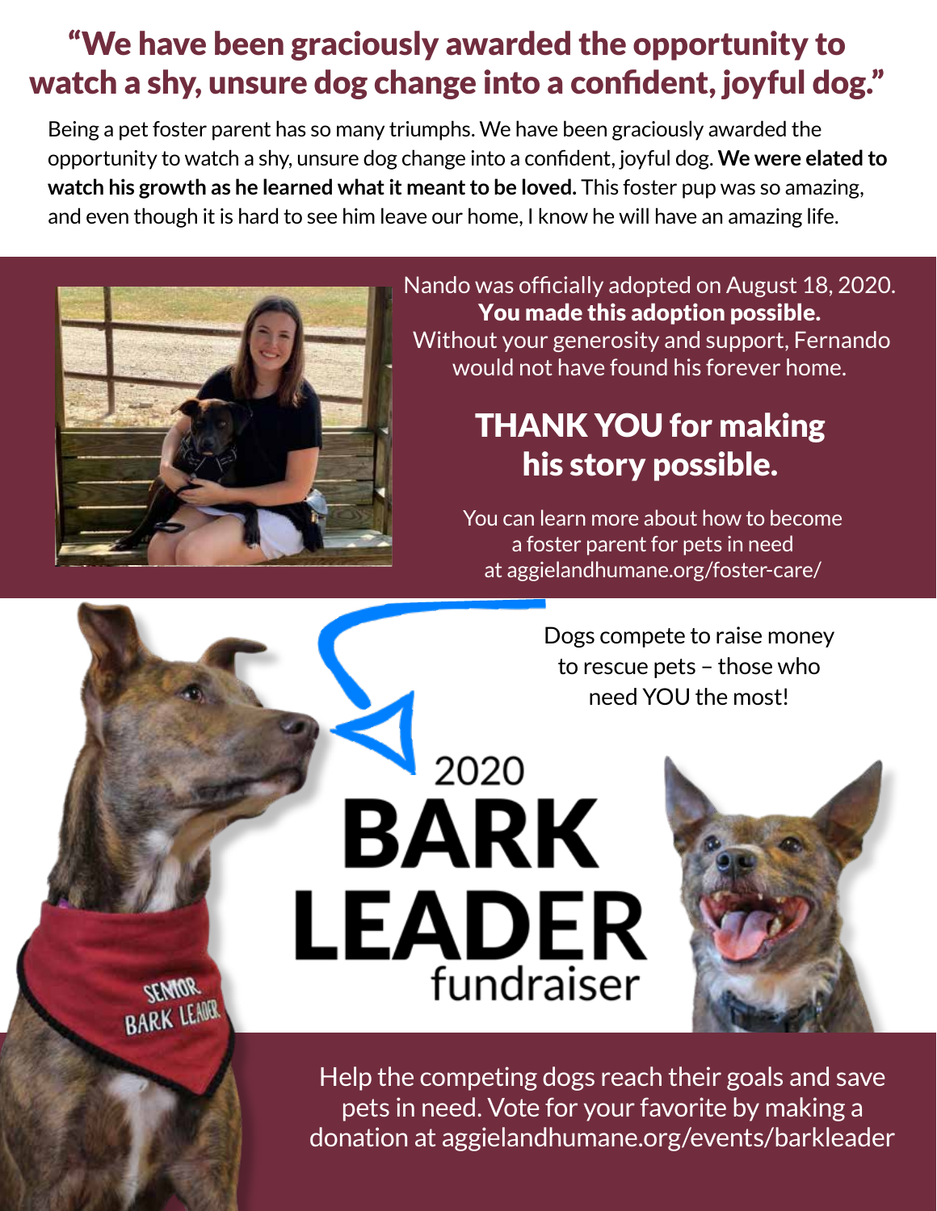# "We have been graciously awarded the opportunity to watch a shy, unsure dog change into a confident, joyful dog."

Being a pet foster parent has so many triumphs. We have been graciously awarded the opportunity to watch a shy, unsure dog change into a confident, joyful dog. **We were elated to watch his growth as he learned what it meant to be loved.** This foster pup was so amazing, and even though it is hard to see him leave our home, I know he will have an amazing life.

Nando was officially adopted on August 18, 2020.
**You made this adoption possible.**
Without your generosity and support, Fernando would not have found his forever home.

## THANK YOU for making his story possible.

You can learn more about how to become a foster parent for pets in need at aggielandhumane.org/foster-care/

Dogs compete to raise money to rescue pets – those who need YOU the most!

# 2020 BARK LEADER fundraiser

Help the competing dogs reach their goals and save pets in need. Vote for your favorite by making a donation at aggielandhumane.org/events/barkleader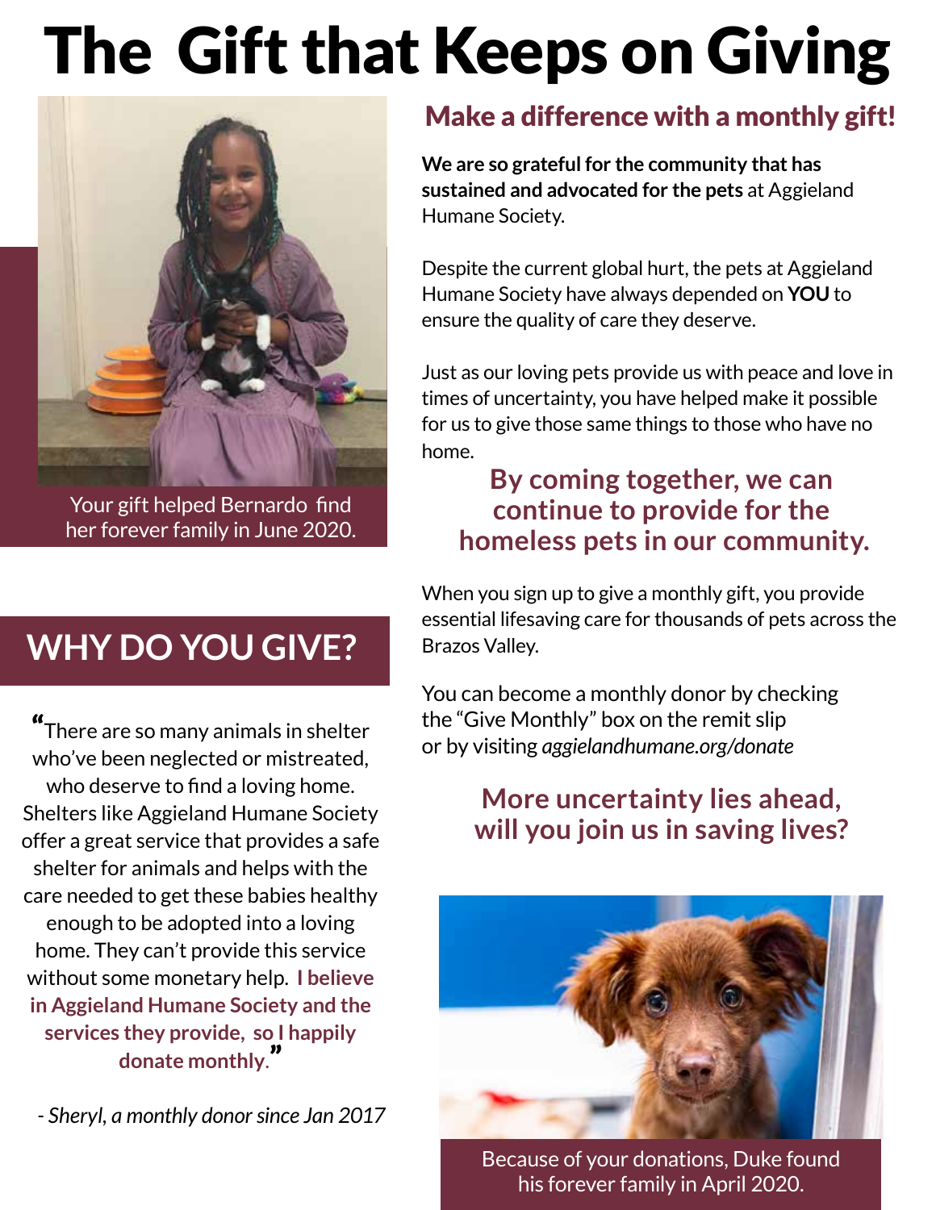# The Gift that Keeps on Giving

Your gift helped Bernardo find her forever family in June 2020.

## Make a difference with a monthly gift!

**We are so grateful for the community that has sustained and advocated for the pets** at Aggieland Humane Society.

Despite the current global hurt, the pets at Aggieland Humane Society have always depended on **YOU** to ensure the quality of care they deserve.

Just as our loving pets provide us with peace and love in times of uncertainty, you have helped make it possible for us to give those same things to those who have no home.

### By coming together, we can continue to provide for the homeless pets in our community.

When you sign up to give a monthly gift, you provide essential lifesaving care for thousands of pets across the Brazos Valley.

You can become a monthly donor by checking the "Give Monthly" box on the remit slip or by visiting *aggielandhumane.org/donate*

### More uncertainty lies ahead, will you join us in saving lives?

## WHY DO YOU GIVE?

"There are so many animals in shelter who've been neglected or mistreated, who deserve to find a loving home. Shelters like Aggieland Humane Society offer a great service that provides a safe shelter for animals and helps with the care needed to get these babies healthy enough to be adopted into a loving home. They can't provide this service without some monetary help. **I believe in Aggieland Humane Society and the services they provide, so I happily donate monthly**."

*- Sheryl, a monthly donor since Jan 2017*

Because of your donations, Duke found his forever family in April 2020.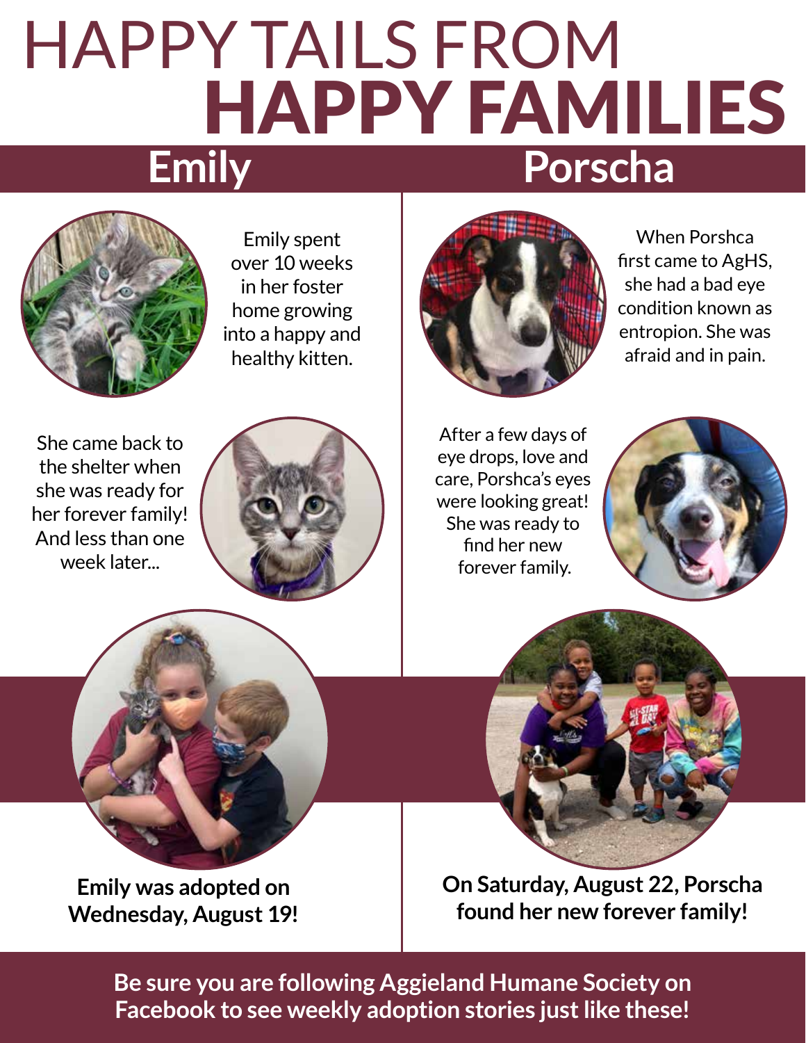# HAPPY TAILS FROM HAPPY FAMILIES

## Emily

Emily spent over 10 weeks in her foster home growing into a happy and healthy kitten.

She came back to the shelter when she was ready for her forever family! And less than one week later...

**Emily was adopted on Wednesday, August 19!**

## Porscha

When Porshca first came to AgHS, she had a bad eye condition known as entropion. She was afraid and in pain.

After a few days of eye drops, love and care, Porshca's eyes were looking great! She was ready to find her new forever family.

**On Saturday, August 22, Porscha found her new forever family!**

**Be sure you are following Aggieland Humane Society on Facebook to see weekly adoption stories just like these!**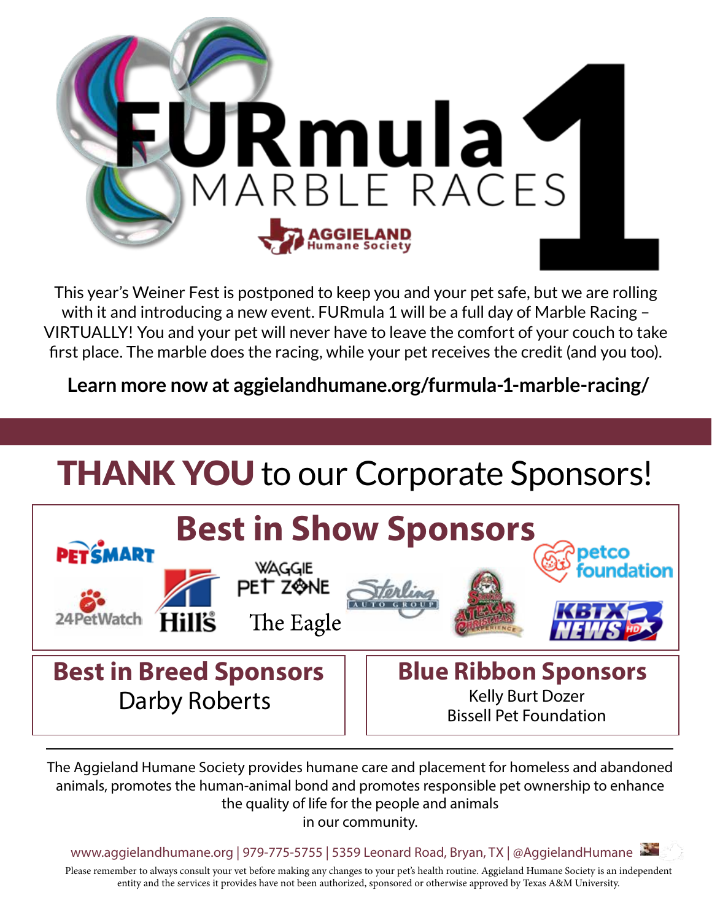# FURmula 1 MARBLE RACES

AGGIELAND Humane Society

This year's Weiner Fest is postponed to keep you and your pet safe, but we are rolling with it and introducing a new event. FURmula 1 will be a full day of Marble Racing – VIRTUALLY! You and your pet will never have to leave the comfort of your couch to take first place. The marble does the racing, while your pet receives the credit (and you too).

**Learn more now at aggielandhumane.org/furmula-1-marble-racing/**

## THANK YOU to our Corporate Sponsors!

### Best in Show Sponsors

PETSMART
24PetWatch
Hill's
WAGGIE PET ZONE
The Eagle
Sterling Auto Group
Santa's A Texas Christmas Experience
petco foundation
KBTX News 3 HD

### Best in Breed Sponsors

Darby Roberts

### Blue Ribbon Sponsors

Kelly Burt Dozer
Bissell Pet Foundation

---

The Aggieland Humane Society provides humane care and placement for homeless and abandoned animals, promotes the human-animal bond and promotes responsible pet ownership to enhance the quality of life for the people and animals in our community.

www.aggielandhumane.org | 979-775-5755 | 5359 Leonard Road, Bryan, TX | @AggielandHumane

Please remember to always consult your vet before making any changes to your pet's health routine. Aggieland Humane Society is an independent entity and the services it provides have not been authorized, sponsored or otherwise approved by Texas A&M University.